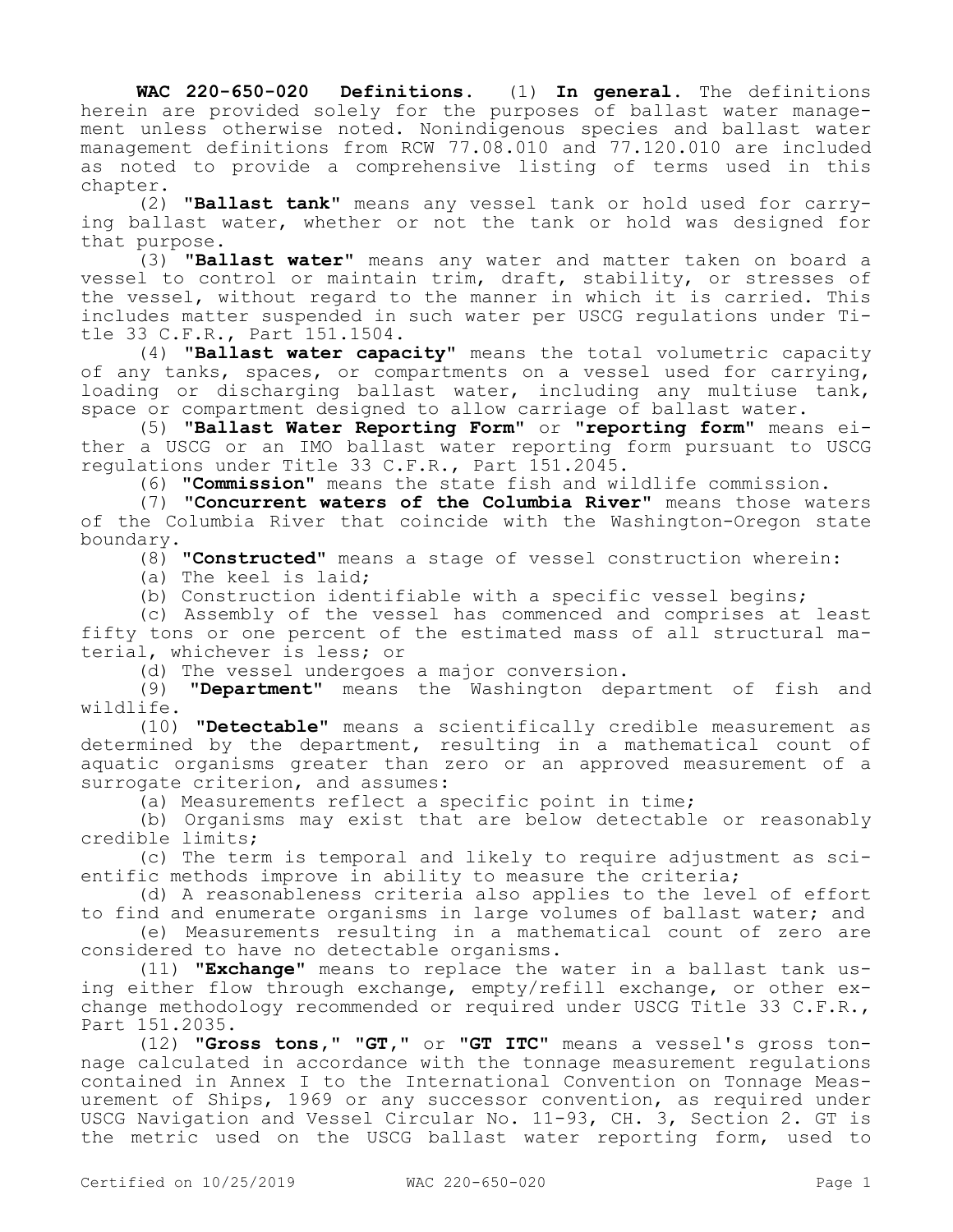**WAC 220-650-020 Definitions.** (1) **In general.** The definitions herein are provided solely for the purposes of ballast water management unless otherwise noted. Nonindigenous species and ballast water management definitions from RCW 77.08.010 and 77.120.010 are included as noted to provide a comprehensive listing of terms used in this chapter.

(2) "**Ballast tank**" means any vessel tank or hold used for carrying ballast water, whether or not the tank or hold was designed for that purpose.

(3) "**Ballast water**" means any water and matter taken on board a vessel to control or maintain trim, draft, stability, or stresses of the vessel, without regard to the manner in which it is carried. This includes matter suspended in such water per USCG regulations under Title 33 C.F.R., Part 151.1504.

(4) "**Ballast water capacity**" means the total volumetric capacity of any tanks, spaces, or compartments on a vessel used for carrying, loading or discharging ballast water, including any multiuse tank, space or compartment designed to allow carriage of ballast water.

(5) "**Ballast Water Reporting Form**" or "**reporting form**" means either a USCG or an IMO ballast water reporting form pursuant to USCG regulations under Title 33 C.F.R., Part 151.2045.

(6) "**Commission**" means the state fish and wildlife commission.

(7) "**Concurrent waters of the Columbia River**" means those waters of the Columbia River that coincide with the Washington-Oregon state boundary.

(8) "**Constructed**" means a stage of vessel construction wherein:

(a) The keel is laid;

(b) Construction identifiable with a specific vessel begins;

(c) Assembly of the vessel has commenced and comprises at least fifty tons or one percent of the estimated mass of all structural material, whichever is less; or

(d) The vessel undergoes a major conversion.

(9) "**Department**" means the Washington department of fish and wildlife.

(10) "**Detectable**" means a scientifically credible measurement as determined by the department, resulting in a mathematical count of aquatic organisms greater than zero or an approved measurement of a surrogate criterion, and assumes:

(a) Measurements reflect a specific point in time;

(b) Organisms may exist that are below detectable or reasonably credible limits;

(c) The term is temporal and likely to require adjustment as scientific methods improve in ability to measure the criteria;

(d) A reasonableness criteria also applies to the level of effort to find and enumerate organisms in large volumes of ballast water; and

(e) Measurements resulting in a mathematical count of zero are considered to have no detectable organisms.

(11) "**Exchange**" means to replace the water in a ballast tank using either flow through exchange, empty/refill exchange, or other exchange methodology recommended or required under USCG Title 33 C.F.R., Part 151.2035.

(12) "**Gross tons**," "**GT**," or "**GT ITC**" means a vessel's gross tonnage calculated in accordance with the tonnage measurement regulations contained in Annex I to the International Convention on Tonnage Measurement of Ships, 1969 or any successor convention, as required under USCG Navigation and Vessel Circular No. 11-93, CH. 3, Section 2. GT is the metric used on the USCG ballast water reporting form, used to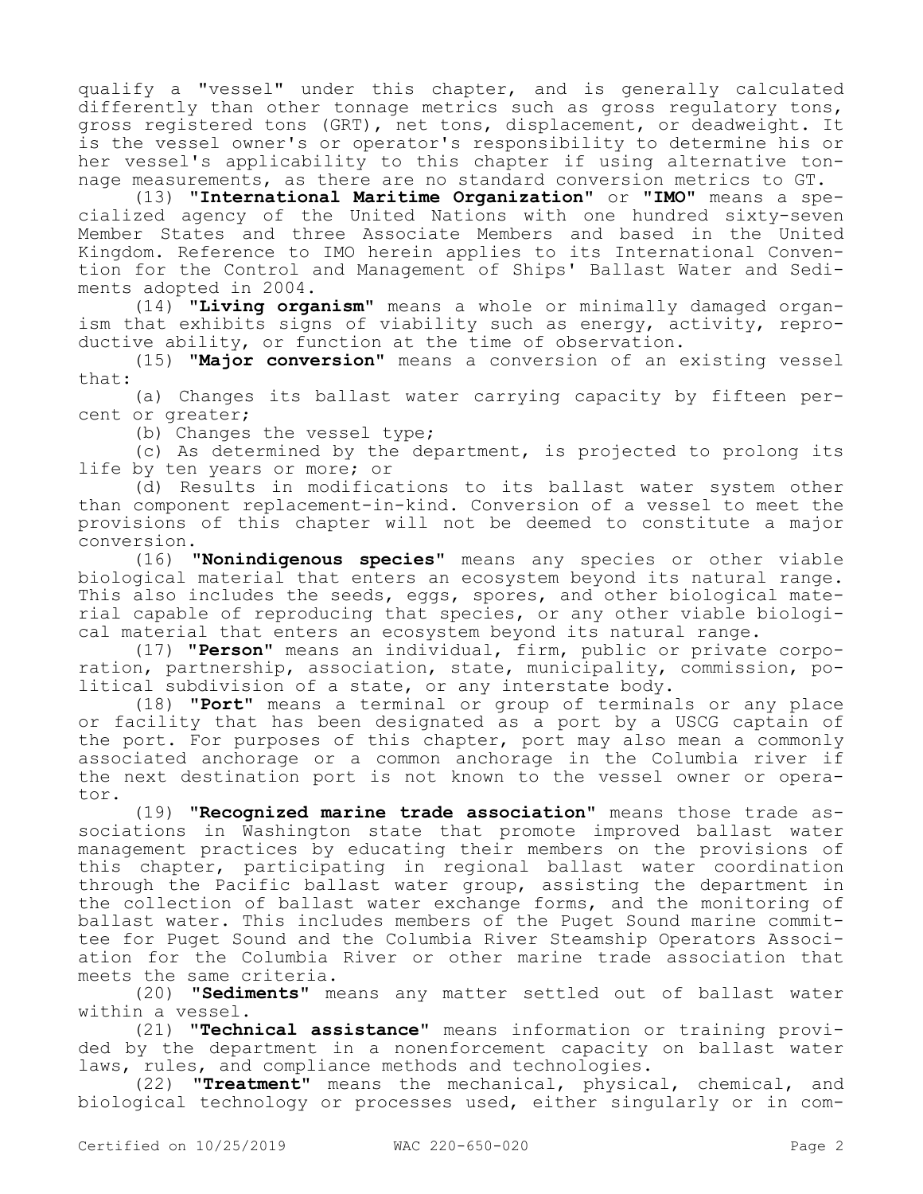qualify a "vessel" under this chapter, and is generally calculated differently than other tonnage metrics such as gross regulatory tons, gross registered tons (GRT), net tons, displacement, or deadweight. It is the vessel owner's or operator's responsibility to determine his or her vessel's applicability to this chapter if using alternative tonnage measurements, as there are no standard conversion metrics to GT.

(13) **"International Maritime Organization"** or **"IMO"** means a specialized agency of the United Nations with one hundred sixty-seven Member States and three Associate Members and based in the United Kingdom. Reference to IMO herein applies to its International Convention for the Control and Management of Ships' Ballast Water and Sediments adopted in 2004.

(14) **"Living organism"** means a whole or minimally damaged organism that exhibits signs of viability such as energy, activity, reproductive ability, or function at the time of observation.

(15) **"Major conversion"** means a conversion of an existing vessel that:

(a) Changes its ballast water carrying capacity by fifteen percent or greater;

(b) Changes the vessel type;

(c) As determined by the department, is projected to prolong its life by ten years or more; or

(d) Results in modifications to its ballast water system other than component replacement-in-kind. Conversion of a vessel to meet the provisions of this chapter will not be deemed to constitute a major conversion.

(16) **"Nonindigenous species"** means any species or other viable biological material that enters an ecosystem beyond its natural range. This also includes the seeds, eggs, spores, and other biological material capable of reproducing that species, or any other viable biological material that enters an ecosystem beyond its natural range.

(17) **"Person"** means an individual, firm, public or private corporation, partnership, association, state, municipality, commission, political subdivision of a state, or any interstate body.

(18) **"Port"** means a terminal or group of terminals or any place or facility that has been designated as a port by a USCG captain of the port. For purposes of this chapter, port may also mean a commonly associated anchorage or a common anchorage in the Columbia river if the next destination port is not known to the vessel owner or operator.

(19) **"Recognized marine trade association"** means those trade associations in Washington state that promote improved ballast water management practices by educating their members on the provisions of this chapter, participating in regional ballast water coordination through the Pacific ballast water group, assisting the department in the collection of ballast water exchange forms, and the monitoring of ballast water. This includes members of the Puget Sound marine committee for Puget Sound and the Columbia River Steamship Operators Association for the Columbia River or other marine trade association that meets the same criteria.

(20) **"Sediments"** means any matter settled out of ballast water within a vessel.

(21) **"Technical assistance"** means information or training provided by the department in a nonenforcement capacity on ballast water laws, rules, and compliance methods and technologies.

(22) **"Treatment"** means the mechanical, physical, chemical, and biological technology or processes used, either singularly or in com-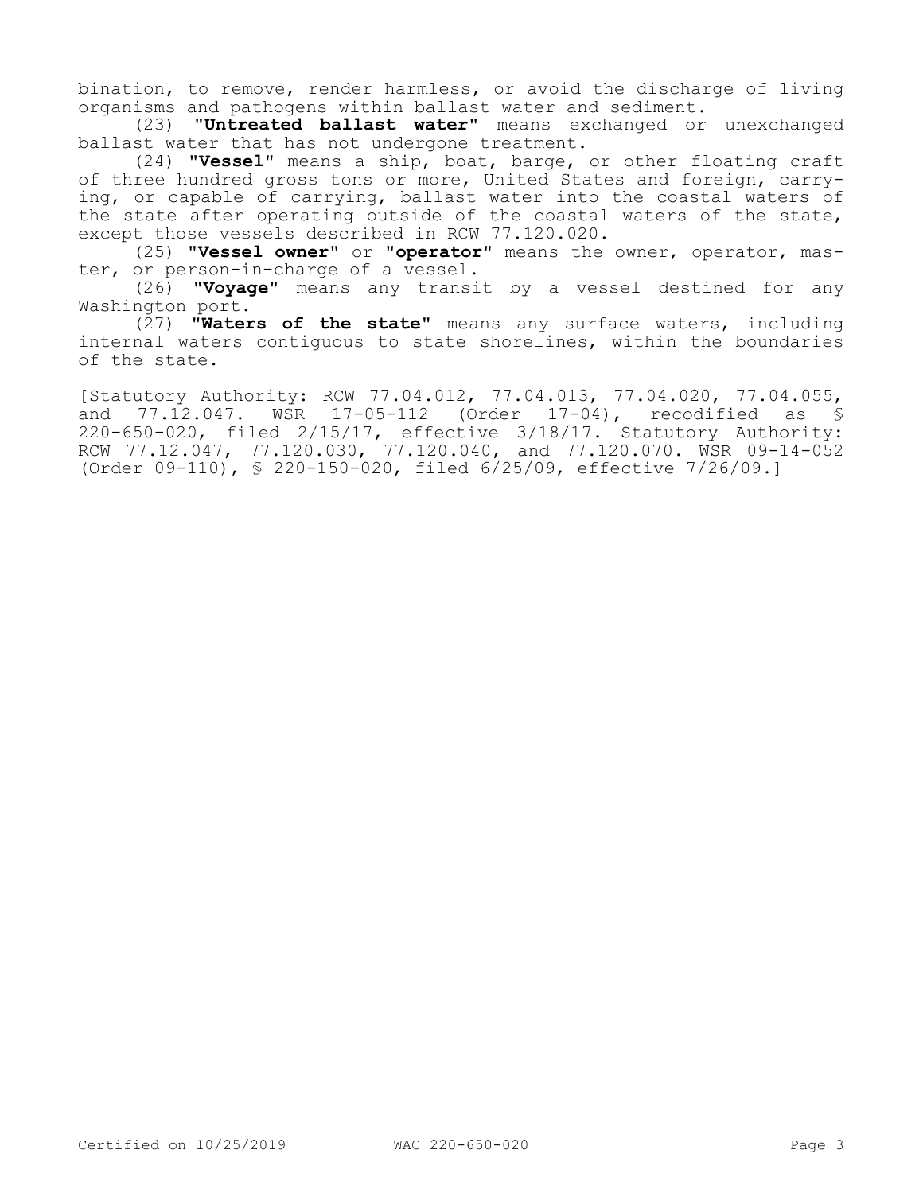bination, to remove, render harmless, or avoid the discharge of living organisms and pathogens within ballast water and sediment.

(23) **"Untreated ballast water"** means exchanged or unexchanged ballast water that has not undergone treatment.

(24) **"Vessel"** means a ship, boat, barge, or other floating craft of three hundred gross tons or more, United States and foreign, carrying, or capable of carrying, ballast water into the coastal waters of the state after operating outside of the coastal waters of the state, except those vessels described in RCW 77.120.020.

(25) **"Vessel owner"** or **"operator"** means the owner, operator, master, or person-in-charge of a vessel.

(26) **"Voyage"** means any transit by a vessel destined for any Washington port.

(27) **"Waters of the state"** means any surface waters, including internal waters contiguous to state shorelines, within the boundaries of the state.

[Statutory Authority: RCW 77.04.012, 77.04.013, 77.04.020, 77.04.055, and 77.12.047. WSR 17-05-112 (Order 17-04), recodified as § 220-650-020, filed 2/15/17, effective 3/18/17. Statutory Authority: RCW 77.12.047, 77.120.030, 77.120.040, and 77.120.070. WSR 09-14-052 (Order 09-110), § 220-150-020, filed 6/25/09, effective 7/26/09.]